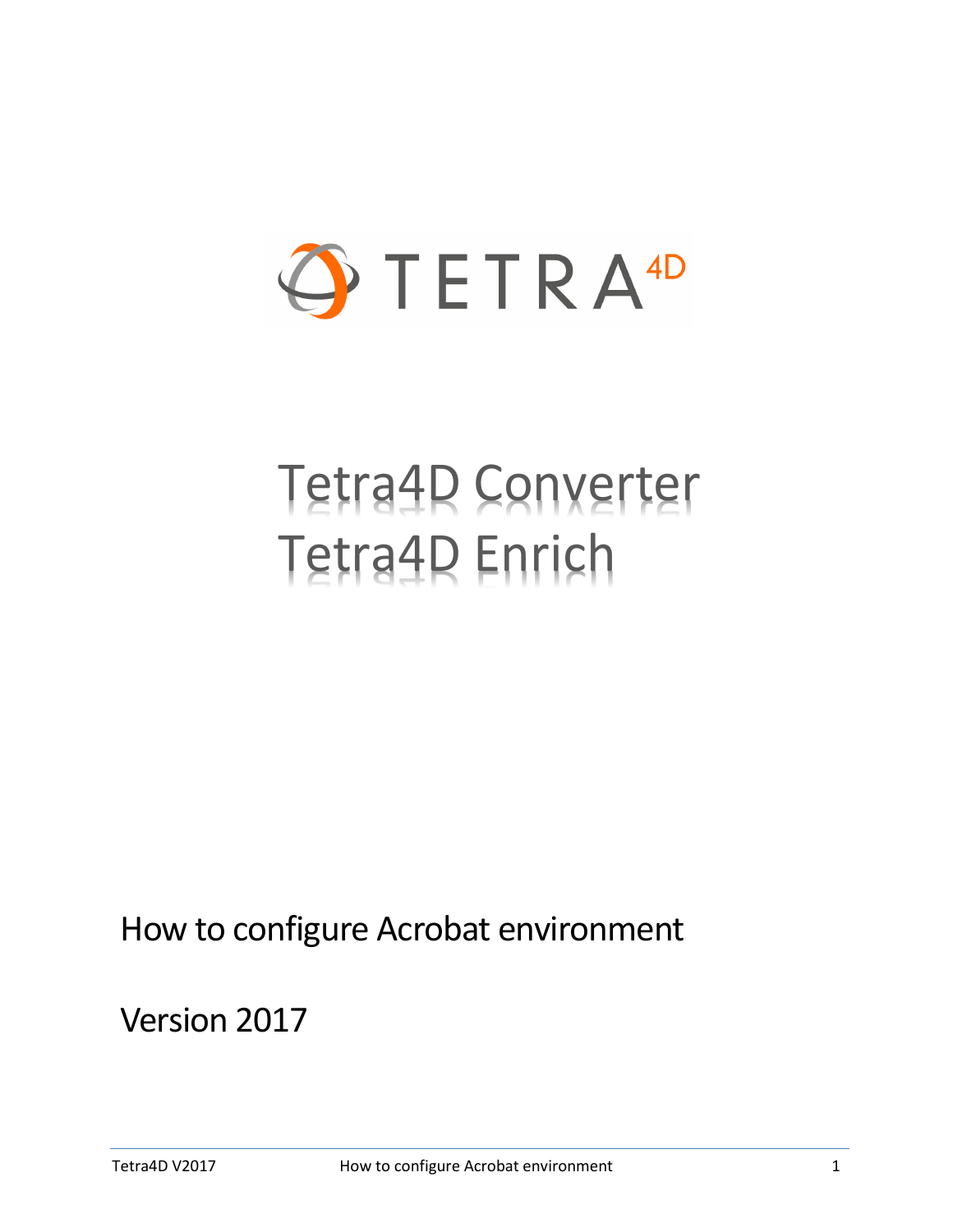TETRA4D

# Tetra4D Converter
# Tetra4D Enrich

## How to configure Acrobat environment

## Version 2017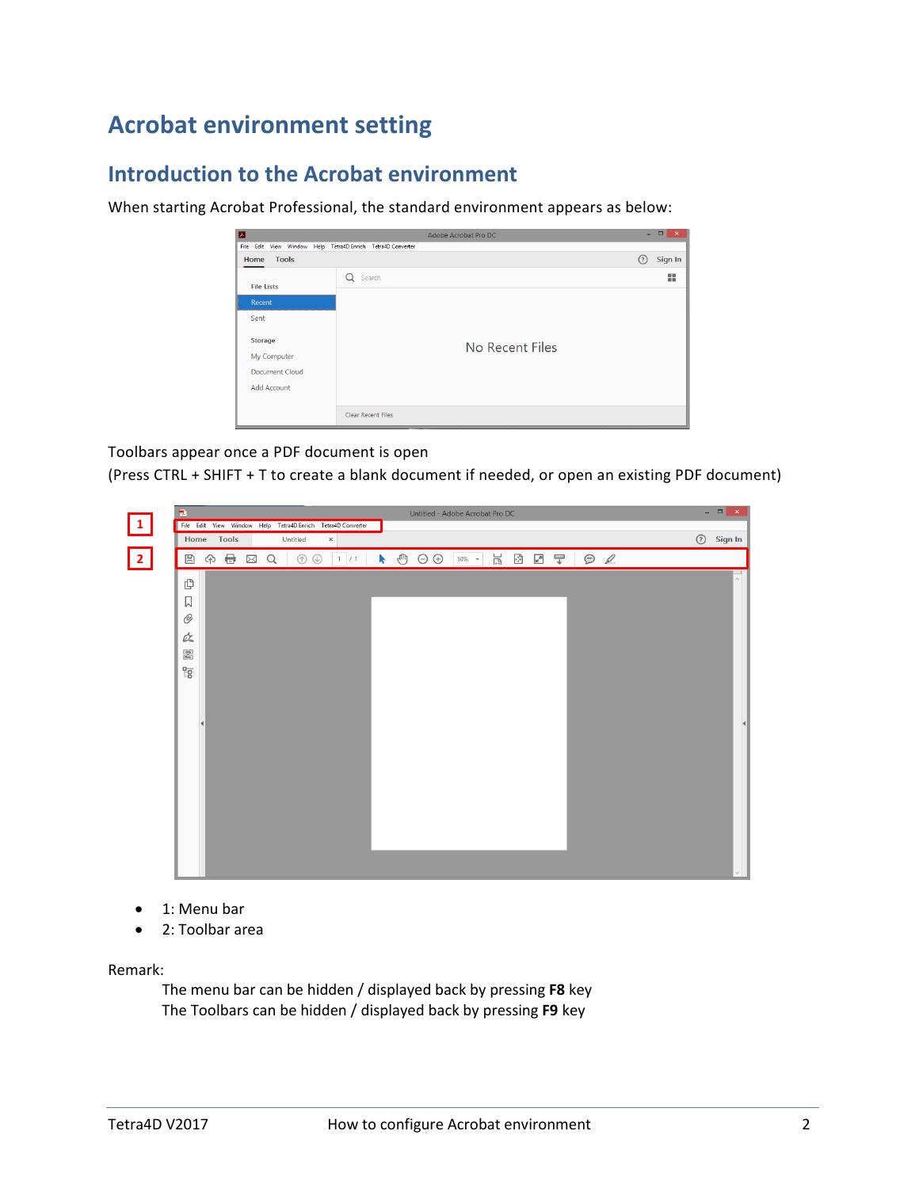# Acrobat environment setting

## Introduction to the Acrobat environment

When starting Acrobat Professional, the standard environment appears as below:

Toolbars appear once a PDF document is open
(Press CTRL + SHIFT + T to create a blank document if needed, or open an existing PDF document)

- 1: Menu bar
- 2: Toolbar area

Remark:

The menu bar can be hidden / displayed back by pressing **F8** key
The Toolbars can be hidden / displayed back by pressing **F9** key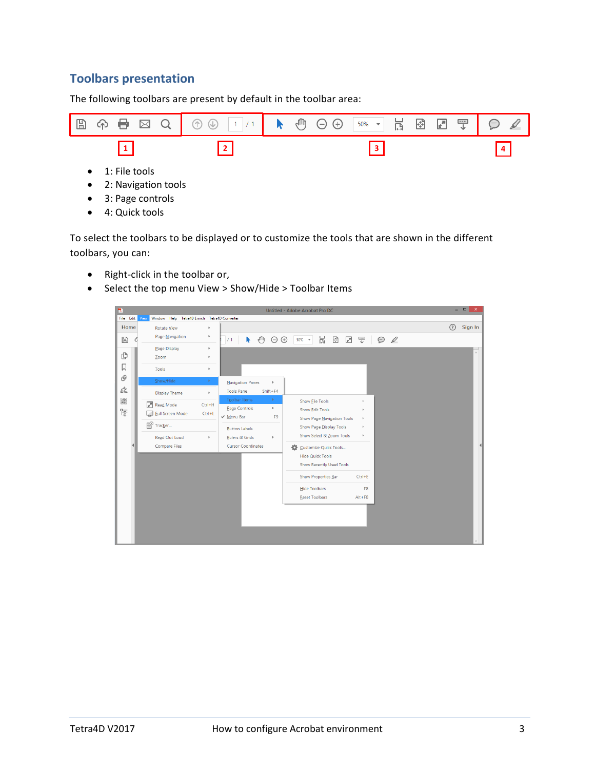## Toolbars presentation

The following toolbars are present by default in the toolbar area:

- 1: File tools
- 2: Navigation tools
- 3: Page controls
- 4: Quick tools

To select the toolbars to be displayed or to customize the tools that are shown in the different toolbars, you can:

- Right-click in the toolbar or,
- Select the top menu View > Show/Hide > Toolbar Items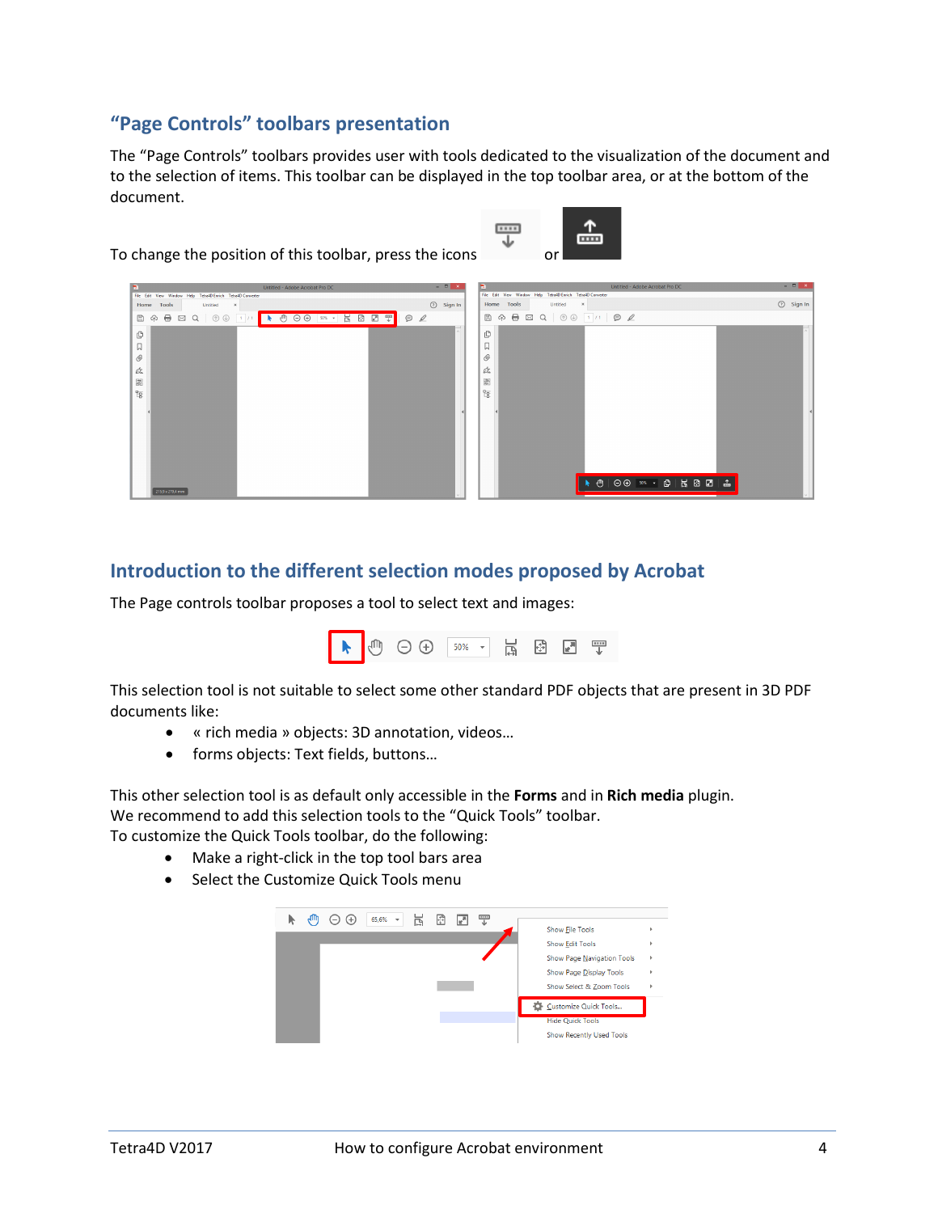## “Page Controls” toolbars presentation

The “Page Controls” toolbars provides user with tools dedicated to the visualization of the document and to the selection of items. This toolbar can be displayed in the top toolbar area, or at the bottom of the document.

To change the position of this toolbar, press the icons or

## Introduction to the different selection modes proposed by Acrobat

The Page controls toolbar proposes a tool to select text and images:

This selection tool is not suitable to select some other standard PDF objects that are present in 3D PDF documents like:

- « rich media » objects: 3D annotation, videos…
- forms objects: Text fields, buttons…

This other selection tool is as default only accessible in the **Forms** and in **Rich media** plugin.
We recommend to add this selection tools to the “Quick Tools” toolbar.
To customize the Quick Tools toolbar, do the following:

- Make a right-click in the top tool bars area
- Select the Customize Quick Tools menu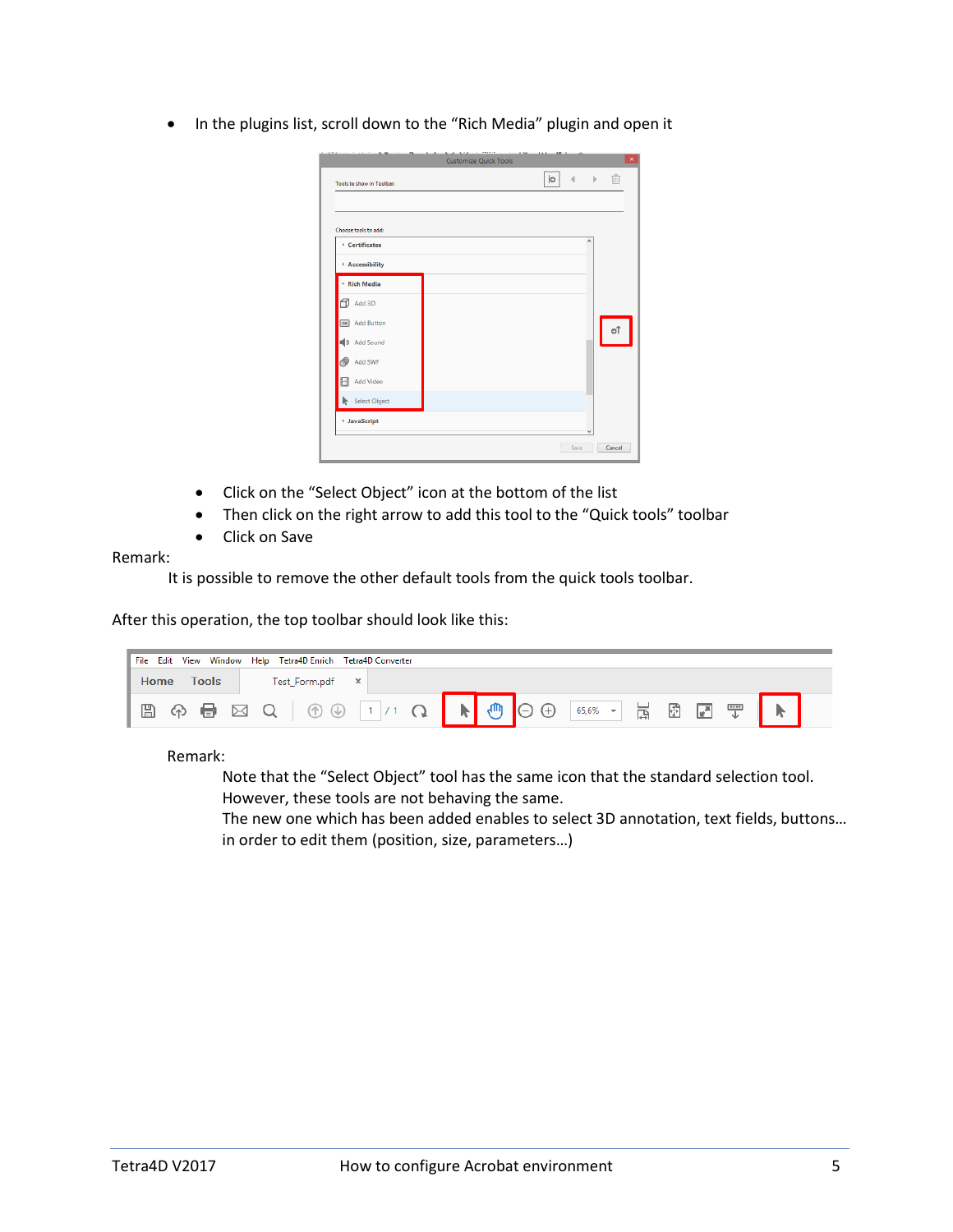- In the plugins list, scroll down to the "Rich Media" plugin and open it

- Click on the "Select Object" icon at the bottom of the list
- Then click on the right arrow to add this tool to the "Quick tools" toolbar
- Click on Save

Remark:

It is possible to remove the other default tools from the quick tools toolbar.

After this operation, the top toolbar should look like this:

Remark:

Note that the "Select Object" tool has the same icon that the standard selection tool. However, these tools are not behaving the same.
The new one which has been added enables to select 3D annotation, text fields, buttons… in order to edit them (position, size, parameters…)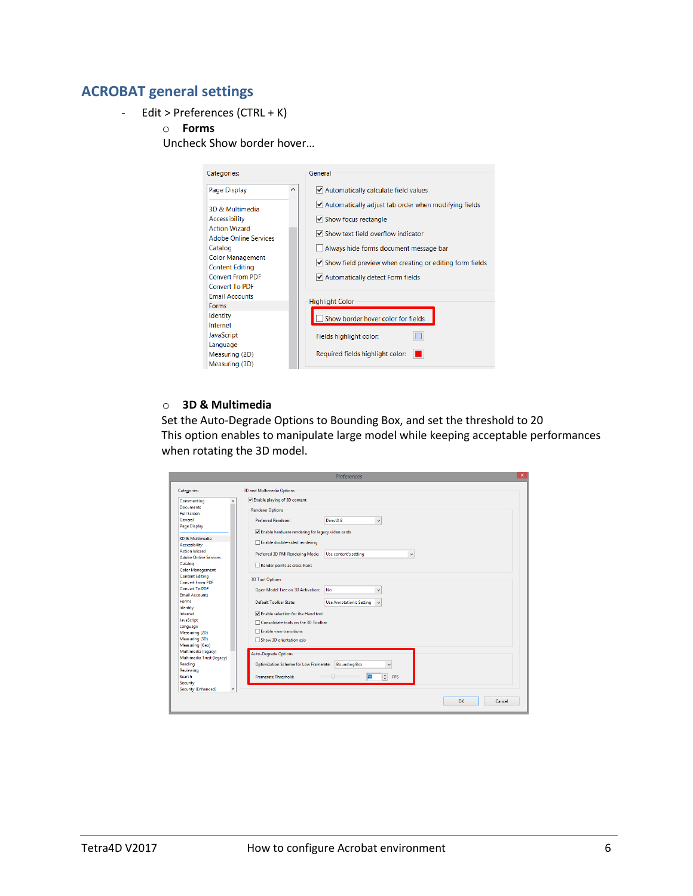## ACROBAT general settings

- Edit > Preferences (CTRL + K)
  - **Forms**

    Uncheck Show border hover…

  - **3D & Multimedia**

    Set the Auto-Degrade Options to Bounding Box, and set the threshold to 20

    This option enables to manipulate large model while keeping acceptable performances when rotating the 3D model.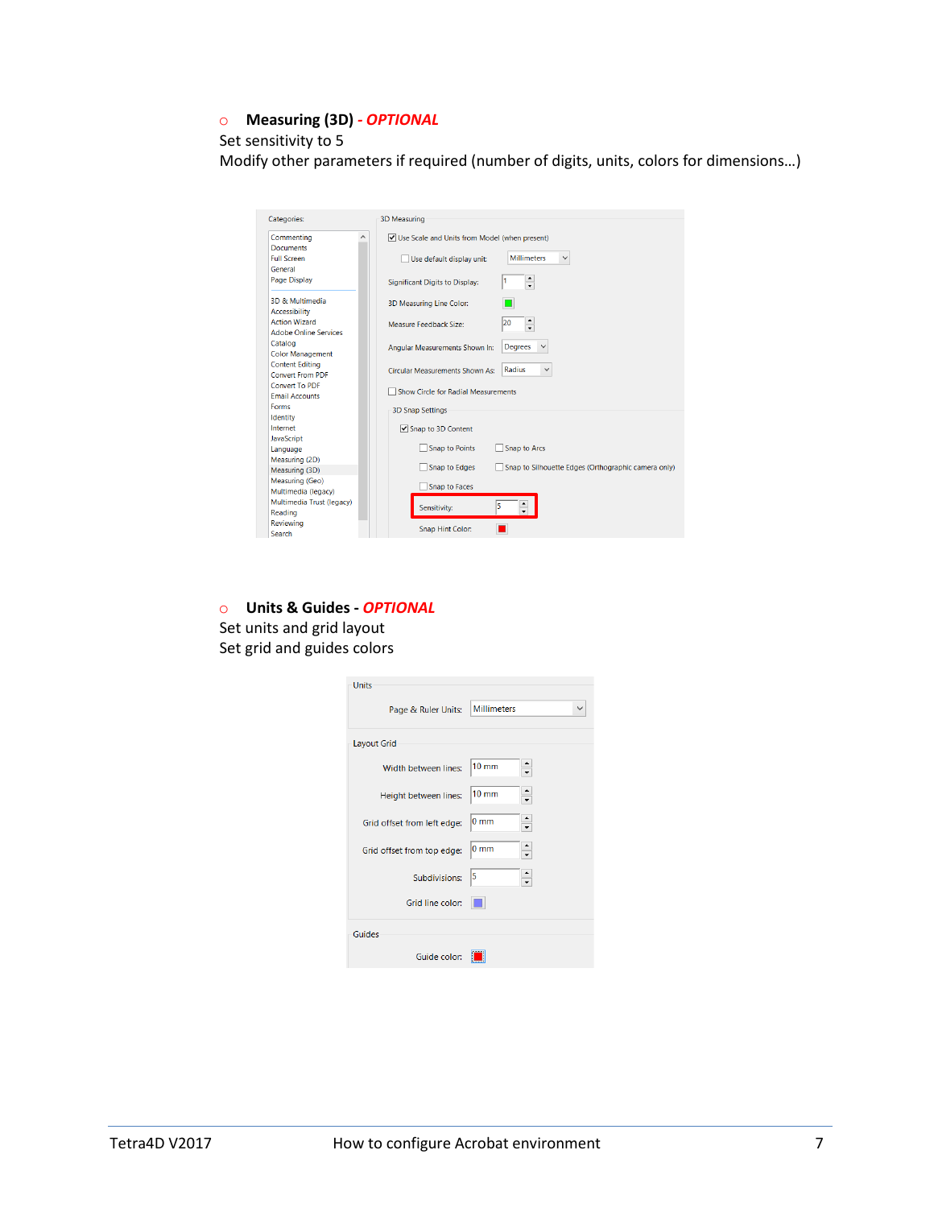- **Measuring (3D)** - ***OPTIONAL***

  Set sensitivity to 5

  Modify other parameters if required (number of digits, units, colors for dimensions…)

- **Units & Guides** - ***OPTIONAL***

  Set units and grid layout

  Set grid and guides colors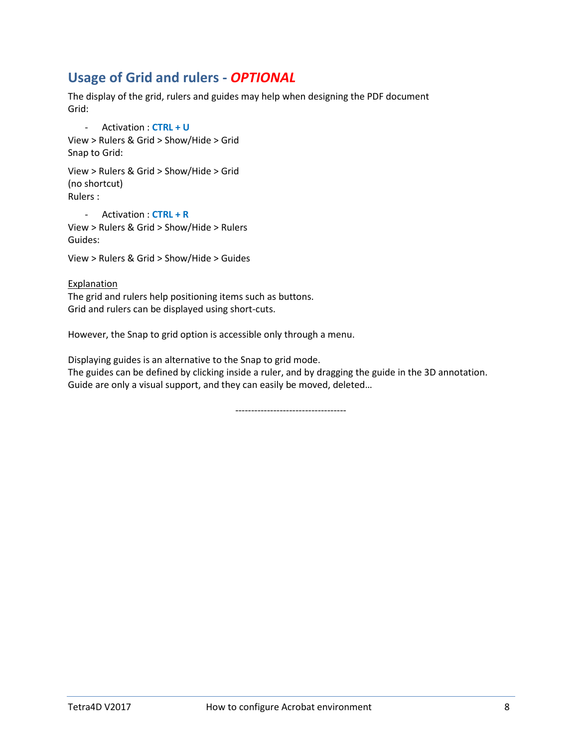## Usage of Grid and rulers - *OPTIONAL*

The display of the grid, rulers and guides may help when designing the PDF document
Grid:

- Activation : **CTRL + U**

View > Rulers & Grid > Show/Hide > Grid
Snap to Grid:

View > Rulers & Grid > Show/Hide > Grid
(no shortcut)
Rulers :

- Activation : **CTRL + R**

View > Rulers & Grid > Show/Hide > Rulers
Guides:

View > Rulers & Grid > Show/Hide > Guides

<u>Explanation</u>
The grid and rulers help positioning items such as buttons.
Grid and rulers can be displayed using short-cuts.

However, the Snap to grid option is accessible only through a menu.

Displaying guides is an alternative to the Snap to grid mode.
The guides can be defined by clicking inside a ruler, and by dragging the guide in the 3D annotation.
Guide are only a visual support, and they can easily be moved, deleted…

-----------------------------------